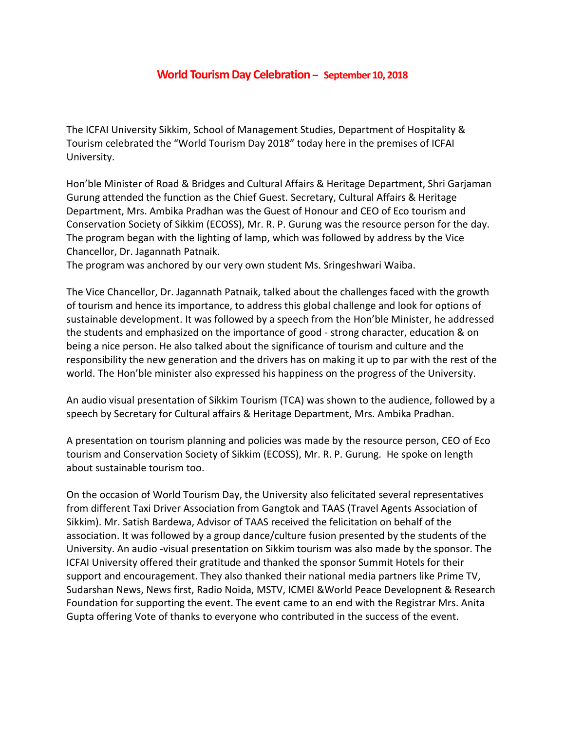# World Tourism Day Celebration – September 10, 2018

The ICFAI University Sikkim, School of Management Studies, Department of Hospitality & Tourism celebrated the "World Tourism Day 2018" today here in the premises of ICFAI University.

Hon'ble Minister of Road & Bridges and Cultural Affairs & Heritage Department, Shri Garjaman Gurung attended the function as the Chief Guest. Secretary, Cultural Affairs & Heritage Department, Mrs. Ambika Pradhan was the Guest of Honour and CEO of Eco tourism and Conservation Society of Sikkim (ECOSS), Mr. R. P. Gurung was the resource person for the day. The program began with the lighting of lamp, which was followed by address by the Vice Chancellor, Dr. Jagannath Patnaik.
The program was anchored by our very own student Ms. Sringeshwari Waiba.

The Vice Chancellor, Dr. Jagannath Patnaik, talked about the challenges faced with the growth of tourism and hence its importance, to address this global challenge and look for options of sustainable development. It was followed by a speech from the Hon'ble Minister, he addressed the students and emphasized on the importance of good - strong character, education & on being a nice person. He also talked about the significance of tourism and culture and the responsibility the new generation and the drivers has on making it up to par with the rest of the world. The Hon'ble minister also expressed his happiness on the progress of the University.

An audio visual presentation of Sikkim Tourism (TCA) was shown to the audience, followed by a speech by Secretary for Cultural affairs & Heritage Department, Mrs. Ambika Pradhan.

A presentation on tourism planning and policies was made by the resource person, CEO of Eco tourism and Conservation Society of Sikkim (ECOSS), Mr. R. P. Gurung. He spoke on length about sustainable tourism too.

On the occasion of World Tourism Day, the University also felicitated several representatives from different Taxi Driver Association from Gangtok and TAAS (Travel Agents Association of Sikkim). Mr. Satish Bardewa, Advisor of TAAS received the felicitation on behalf of the association. It was followed by a group dance/culture fusion presented by the students of the University. An audio -visual presentation on Sikkim tourism was also made by the sponsor. The ICFAI University offered their gratitude and thanked the sponsor Summit Hotels for their support and encouragement. They also thanked their national media partners like Prime TV, Sudarshan News, News first, Radio Noida, MSTV, ICMEI &World Peace Developnent & Research Foundation for supporting the event. The event came to an end with the Registrar Mrs. Anita Gupta offering Vote of thanks to everyone who contributed in the success of the event.